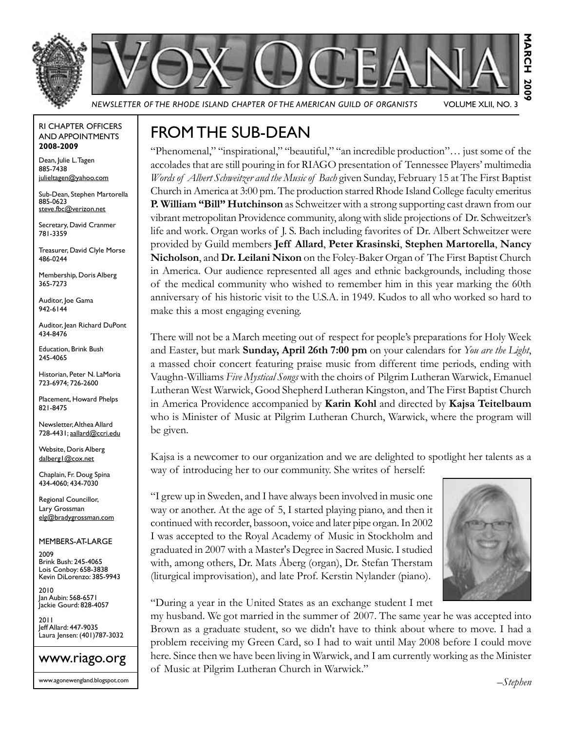# VOX OCEANA

*NEWSLETTER OF THE RHODE ISLAND CHAPTER OF THE AMERICAN GUILD OF ORGANISTS* VOLUME XLII, NO. 3

**MARCH 2009**

## FROM THE SUB-DEAN

"Phenomenal," "inspirational," "beautiful," "an incredible production"… just some of the accolades that are still pouring in for RIAGO presentation of Tennessee Players' multimedia *Words of Albert Schweitzer and the Music of Bach* given Sunday, February 15 at The First Baptist Church in America at 3:00 pm. The production starred Rhode Island College faculty emeritus **P. William "Bill" Hutchinson** as Schweitzer with a strong supporting cast drawn from our vibrant metropolitan Providence community, along with slide projections of Dr. Schweitzer's life and work. Organ works of J. S. Bach including favorites of Dr. Albert Schweitzer were provided by Guild members **Jeff Allard**, **Peter Krasinski**, **Stephen Martorella**, **Nancy Nicholson**, and **Dr. Leilani Nixon** on the Foley-Baker Organ of The First Baptist Church in America. Our audience represented all ages and ethnic backgrounds, including those of the medical community who wished to remember him in this year marking the 60th anniversary of his historic visit to the U.S.A. in 1949. Kudos to all who worked so hard to make this a most engaging evening.

There will not be a March meeting out of respect for people's preparations for Holy Week and Easter, but mark **Sunday, April 26th 7:00 pm** on your calendars for *You are the Light*, a massed choir concert featuring praise music from different time periods, ending with Vaughn-Williams *Five Mystical Songs* with the choirs of Pilgrim Lutheran Warwick, Emanuel Lutheran West Warwick, Good Shepherd Lutheran Kingston, and The First Baptist Church in America Providence accompanied by **Karin Kohl** and directed by **Kajsa Teitelbaum** who is Minister of Music at Pilgrim Lutheran Church, Warwick, where the program will be given.

Kajsa is a newcomer to our organization and we are delighted to spotlight her talents as a way of introducing her to our community. She writes of herself:

"I grew up in Sweden, and I have always been involved in music one way or another. At the age of 5, I started playing piano, and then it continued with recorder, bassoon, voice and later pipe organ. In 2002 I was accepted to the Royal Academy of Music in Stockholm and graduated in 2007 with a Master's Degree in Sacred Music. I studied with, among others, Dr. Mats Åberg (organ), Dr. Stefan Therstam (liturgical improvisation), and late Prof. Kerstin Nylander (piano).

"During a year in the United States as an exchange student I met my husband. We got married in the summer of 2007. The same year he was accepted into Brown as a graduate student, so we didn't have to think about where to move. I had a problem receiving my Green Card, so I had to wait until May 2008 before I could move here. Since then we have been living in Warwick, and I am currently working as the Minister of Music at Pilgrim Lutheran Church in Warwick."

*–Stephen*

---

RI CHAPTER OFFICERS AND APPOINTMENTS **2008-2009**

Dean, Julie L. Tagen
885-7438
julieltagen@yahoo.com

Sub-Dean, Stephen Martorella
885-0623
steve.fbc@verizon.net

Secretary, David Cranmer
781-3359

Treasurer, David Clyle Morse
486-0244

Membership, Doris Alberg
365-7273

Auditor, Joe Gama
942-6144

Auditor, Jean Richard DuPont
434-8476

Education, Brink Bush
245-4065

Historian, Peter N. LaMoria
723-6974; 726-2600

Placement, Howard Phelps
821-8475

Newsletter, Althea Allard
728-4431; aallard@ccri.edu

Website, Doris Alberg
dalberg1@cox.net

Chaplain, Fr. Doug Spina
434-4060; 434-7030

Regional Councillor,
Lary Grossman
elg@bradygrossman.com

MEMBERS-AT-LARGE

2009
Brink Bush: 245-4065
Lois Conboy: 658-3838
Kevin DiLorenzo: 385-9943

2010
Jan Aubin: 568-6571
Jackie Gourd: 828-4057

2011
Jeff Allard: 447-9035
Laura Jensen: (401)787-3032

www.riago.org

www.agonewengland.blogspot.com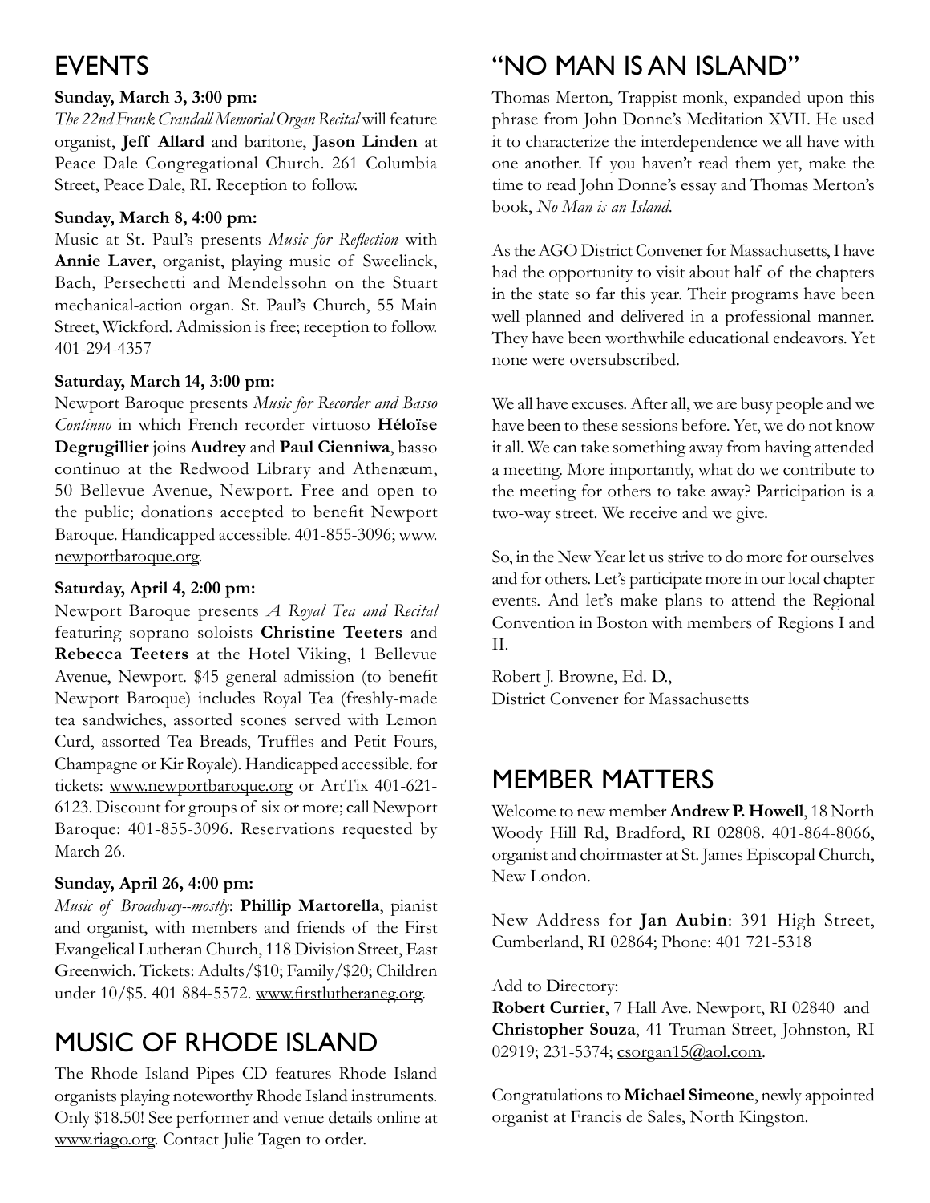## EVENTS

**Sunday, March 3, 3:00 pm:**
*The 22nd Frank Crandall Memorial Organ Recital* will feature organist, **Jeff Allard** and baritone, **Jason Linden** at Peace Dale Congregational Church. 261 Columbia Street, Peace Dale, RI. Reception to follow.

**Sunday, March 8, 4:00 pm:**
Music at St. Paul's presents *Music for Reflection* with **Annie Laver**, organist, playing music of Sweelinck, Bach, Persechetti and Mendelssohn on the Stuart mechanical-action organ. St. Paul's Church, 55 Main Street, Wickford. Admission is free; reception to follow. 401-294-4357

**Saturday, March 14, 3:00 pm:**
Newport Baroque presents *Music for Recorder and Basso Continuo* in which French recorder virtuoso **Héloïse Degrugillier** joins **Audrey** and **Paul Cienniwa**, basso continuo at the Redwood Library and Athenæum, 50 Bellevue Avenue, Newport. Free and open to the public; donations accepted to benefit Newport Baroque. Handicapped accessible. 401-855-3096; www.newportbaroque.org.

**Saturday, April 4, 2:00 pm:**
Newport Baroque presents *A Royal Tea and Recital* featuring soprano soloists **Christine Teeters** and **Rebecca Teeters** at the Hotel Viking, 1 Bellevue Avenue, Newport. $45 general admission (to benefit Newport Baroque) includes Royal Tea (freshly-made tea sandwiches, assorted scones served with Lemon Curd, assorted Tea Breads, Truffles and Petit Fours, Champagne or Kir Royale). Handicapped accessible. for tickets: www.newportbaroque.org or ArtTix 401-621-6123. Discount for groups of six or more; call Newport Baroque: 401-855-3096. Reservations requested by March 26.

**Sunday, April 26, 4:00 pm:**
*Music of Broadway--mostly*: **Phillip Martorella**, pianist and organist, with members and friends of the First Evangelical Lutheran Church, 118 Division Street, East Greenwich. Tickets: Adults/$10; Family/$20; Children under 10/$5. 401 884-5572. www.firstlutheraneg.org.

## MUSIC OF RHODE ISLAND

The Rhode Island Pipes CD features Rhode Island organists playing noteworthy Rhode Island instruments. Only $18.50! See performer and venue details online at www.riago.org. Contact Julie Tagen to order.

## "NO MAN IS AN ISLAND"

Thomas Merton, Trappist monk, expanded upon this phrase from John Donne's Meditation XVII. He used it to characterize the interdependence we all have with one another. If you haven't read them yet, make the time to read John Donne's essay and Thomas Merton's book, *No Man is an Island*.

As the AGO District Convener for Massachusetts, I have had the opportunity to visit about half of the chapters in the state so far this year. Their programs have been well-planned and delivered in a professional manner. They have been worthwhile educational endeavors. Yet none were oversubscribed.

We all have excuses. After all, we are busy people and we have been to these sessions before. Yet, we do not know it all. We can take something away from having attended a meeting. More importantly, what do we contribute to the meeting for others to take away? Participation is a two-way street. We receive and we give.

So, in the New Year let us strive to do more for ourselves and for others. Let's participate more in our local chapter events. And let's make plans to attend the Regional Convention in Boston with members of Regions I and II.

Robert J. Browne, Ed. D.,
District Convener for Massachusetts

## MEMBER MATTERS

Welcome to new member **Andrew P. Howell**, 18 North Woody Hill Rd, Bradford, RI 02808. 401-864-8066, organist and choirmaster at St. James Episcopal Church, New London.

New Address for **Jan Aubin**: 391 High Street, Cumberland, RI 02864; Phone: 401 721-5318

Add to Directory:
**Robert Currier**, 7 Hall Ave. Newport, RI 02840 and **Christopher Souza**, 41 Truman Street, Johnston, RI 02919; 231-5374; csorgan15@aol.com.

Congratulations to **Michael Simeone**, newly appointed organist at Francis de Sales, North Kingston.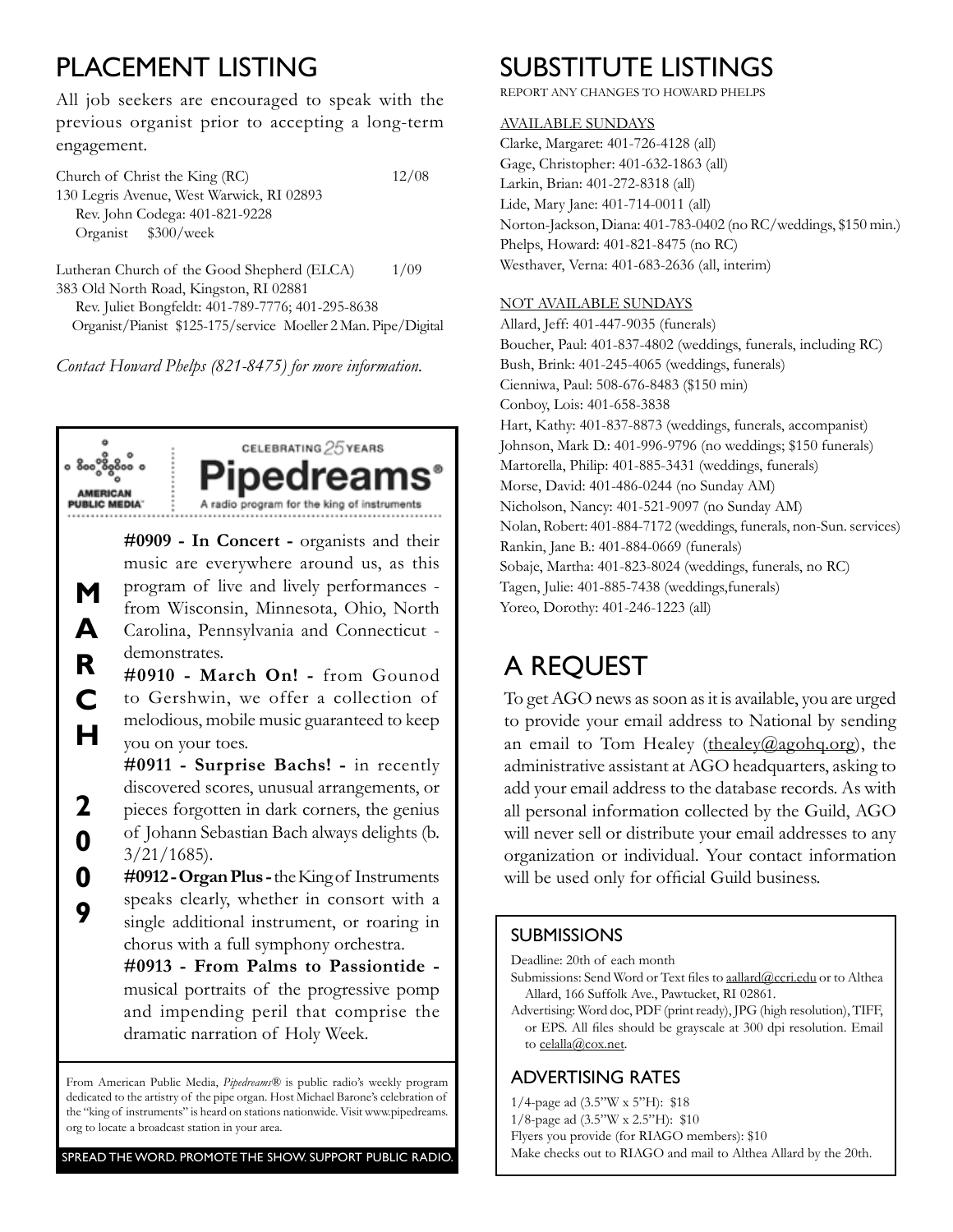# PLACEMENT LISTING

All job seekers are encouraged to speak with the previous organist prior to accepting a long-term engagement.

Church of Christ the King (RC) 12/08
130 Legris Avenue, West Warwick, RI 02893
Rev. John Codega: 401-821-9228
Organist $300/week

Lutheran Church of the Good Shepherd (ELCA) 1/09
383 Old North Road, Kingston, RI 02881
Rev. Juliet Bongfeldt: 401-789-7776; 401-295-8638
Organist/Pianist $125-175/service Moeller 2 Man. Pipe/Digital

*Contact Howard Phelps (821-8475) for more information.*

AMERICAN PUBLIC MEDIA

CELEBRATING 25 YEARS

**Pipedreams®**

A radio program for the king of instruments

**MARCH 2009**

**#0909 - In Concert -** organists and their music are everywhere around us, as this program of live and lively performances - from Wisconsin, Minnesota, Ohio, North Carolina, Pennsylvania and Connecticut - demonstrates.

**#0910 - March On! -** from Gounod to Gershwin, we offer a collection of melodious, mobile music guaranteed to keep you on your toes.

**#0911 - Surprise Bachs! -** in recently discovered scores, unusual arrangements, or pieces forgotten in dark corners, the genius of Johann Sebastian Bach always delights (b. 3/21/1685).

**#0912 - Organ Plus -** the King of Instruments speaks clearly, whether in consort with a single additional instrument, or roaring in chorus with a full symphony orchestra.

**#0913 - From Palms to Passiontide -** musical portraits of the progressive pomp and impending peril that comprise the dramatic narration of Holy Week.

From American Public Media, *Pipedreams*® is public radio's weekly program dedicated to the artistry of the pipe organ. Host Michael Barone's celebration of the "king of instruments" is heard on stations nationwide. Visit www.pipedreams.org to locate a broadcast station in your area.

SPREAD THE WORD. PROMOTE THE SHOW. SUPPORT PUBLIC RADIO.

# SUBSTITUTE LISTINGS

REPORT ANY CHANGES TO HOWARD PHELPS

AVAILABLE SUNDAYS

Clarke, Margaret: 401-726-4128 (all)
Gage, Christopher: 401-632-1863 (all)
Larkin, Brian: 401-272-8318 (all)
Lide, Mary Jane: 401-714-0011 (all)
Norton-Jackson, Diana: 401-783-0402 (no RC/weddings, $150 min.)
Phelps, Howard: 401-821-8475 (no RC)
Westhaver, Verna: 401-683-2636 (all, interim)

NOT AVAILABLE SUNDAYS

Allard, Jeff: 401-447-9035 (funerals)
Boucher, Paul: 401-837-4802 (weddings, funerals, including RC)
Bush, Brink: 401-245-4065 (weddings, funerals)
Cienniwa, Paul: 508-676-8483 ($150 min)
Conboy, Lois: 401-658-3838
Hart, Kathy: 401-837-8873 (weddings, funerals, accompanist)
Johnson, Mark D.: 401-996-9796 (no weddings; $150 funerals)
Martorella, Philip: 401-885-3431 (weddings, funerals)
Morse, David: 401-486-0244 (no Sunday AM)
Nicholson, Nancy: 401-521-9097 (no Sunday AM)
Nolan, Robert: 401-884-7172 (weddings, funerals, non-Sun. services)
Rankin, Jane B.: 401-884-0669 (funerals)
Sobaje, Martha: 401-823-8024 (weddings, funerals, no RC)
Tagen, Julie: 401-885-7438 (weddings,funerals)
Yoreo, Dorothy: 401-246-1223 (all)

# A REQUEST

To get AGO news as soon as it is available, you are urged to provide your email address to National by sending an email to Tom Healey (thealey@agohq.org), the administrative assistant at AGO headquarters, asking to add your email address to the database records. As with all personal information collected by the Guild, AGO will never sell or distribute your email addresses to any organization or individual. Your contact information will be used only for official Guild business.

## SUBMISSIONS

Deadline: 20th of each month
Submissions: Send Word or Text files to aallard@ccri.edu or to Althea Allard, 166 Suffolk Ave., Pawtucket, RI 02861.
Advertising: Word doc, PDF (print ready), JPG (high resolution), TIFF, or EPS. All files should be grayscale at 300 dpi resolution. Email to celalla@cox.net.

## ADVERTISING RATES

1/4-page ad (3.5"W x 5"H): $18
1/8-page ad (3.5"W x 2.5"H): $10
Flyers you provide (for RIAGO members): $10
Make checks out to RIAGO and mail to Althea Allard by the 20th.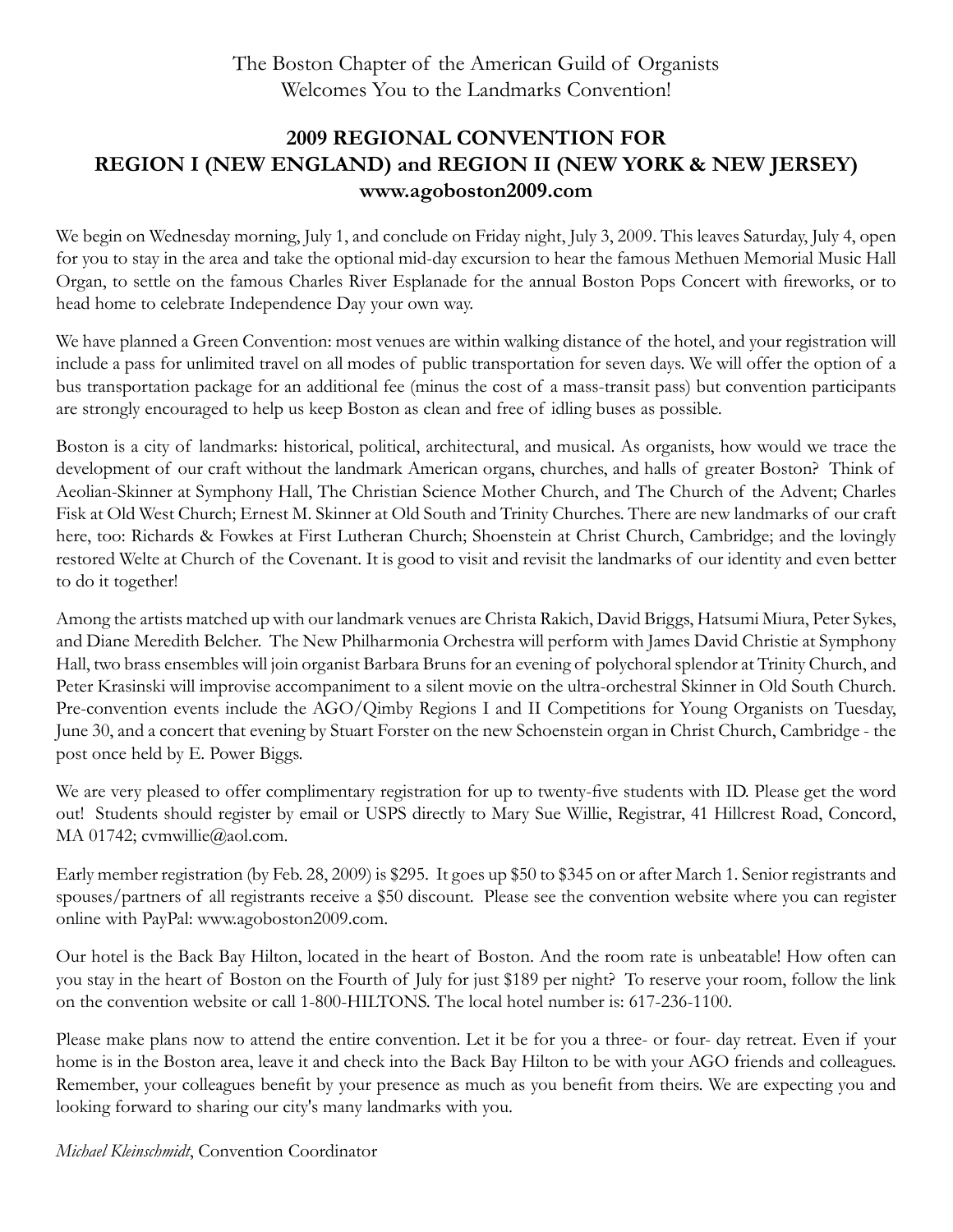The Boston Chapter of the American Guild of Organists
Welcomes You to the Landmarks Convention!

## 2009 REGIONAL CONVENTION FOR REGION I (NEW ENGLAND) and REGION II (NEW YORK & NEW JERSEY)

**www.agoboston2009.com**

We begin on Wednesday morning, July 1, and conclude on Friday night, July 3, 2009. This leaves Saturday, July 4, open for you to stay in the area and take the optional mid-day excursion to hear the famous Methuen Memorial Music Hall Organ, to settle on the famous Charles River Esplanade for the annual Boston Pops Concert with fireworks, or to head home to celebrate Independence Day your own way.

We have planned a Green Convention: most venues are within walking distance of the hotel, and your registration will include a pass for unlimited travel on all modes of public transportation for seven days. We will offer the option of a bus transportation package for an additional fee (minus the cost of a mass-transit pass) but convention participants are strongly encouraged to help us keep Boston as clean and free of idling buses as possible.

Boston is a city of landmarks: historical, political, architectural, and musical. As organists, how would we trace the development of our craft without the landmark American organs, churches, and halls of greater Boston? Think of Aeolian-Skinner at Symphony Hall, The Christian Science Mother Church, and The Church of the Advent; Charles Fisk at Old West Church; Ernest M. Skinner at Old South and Trinity Churches. There are new landmarks of our craft here, too: Richards & Fowkes at First Lutheran Church; Shoenstein at Christ Church, Cambridge; and the lovingly restored Welte at Church of the Covenant. It is good to visit and revisit the landmarks of our identity and even better to do it together!

Among the artists matched up with our landmark venues are Christa Rakich, David Briggs, Hatsumi Miura, Peter Sykes, and Diane Meredith Belcher. The New Philharmonia Orchestra will perform with James David Christie at Symphony Hall, two brass ensembles will join organist Barbara Bruns for an evening of polychoral splendor at Trinity Church, and Peter Krasinski will improvise accompaniment to a silent movie on the ultra-orchestral Skinner in Old South Church. Pre-convention events include the AGO/Qimby Regions I and II Competitions for Young Organists on Tuesday, June 30, and a concert that evening by Stuart Forster on the new Schoenstein organ in Christ Church, Cambridge - the post once held by E. Power Biggs.

We are very pleased to offer complimentary registration for up to twenty-five students with ID. Please get the word out! Students should register by email or USPS directly to Mary Sue Willie, Registrar, 41 Hillcrest Road, Concord, MA 01742; cvmwillie@aol.com.

Early member registration (by Feb. 28, 2009) is $295. It goes up $50 to $345 on or after March 1. Senior registrants and spouses/partners of all registrants receive a $50 discount. Please see the convention website where you can register online with PayPal: www.agoboston2009.com.

Our hotel is the Back Bay Hilton, located in the heart of Boston. And the room rate is unbeatable! How often can you stay in the heart of Boston on the Fourth of July for just $189 per night? To reserve your room, follow the link on the convention website or call 1-800-HILTONS. The local hotel number is: 617-236-1100.

Please make plans now to attend the entire convention. Let it be for you a three- or four- day retreat. Even if your home is in the Boston area, leave it and check into the Back Bay Hilton to be with your AGO friends and colleagues. Remember, your colleagues benefit by your presence as much as you benefit from theirs. We are expecting you and looking forward to sharing our city's many landmarks with you.

*Michael Kleinschmidt*, Convention Coordinator